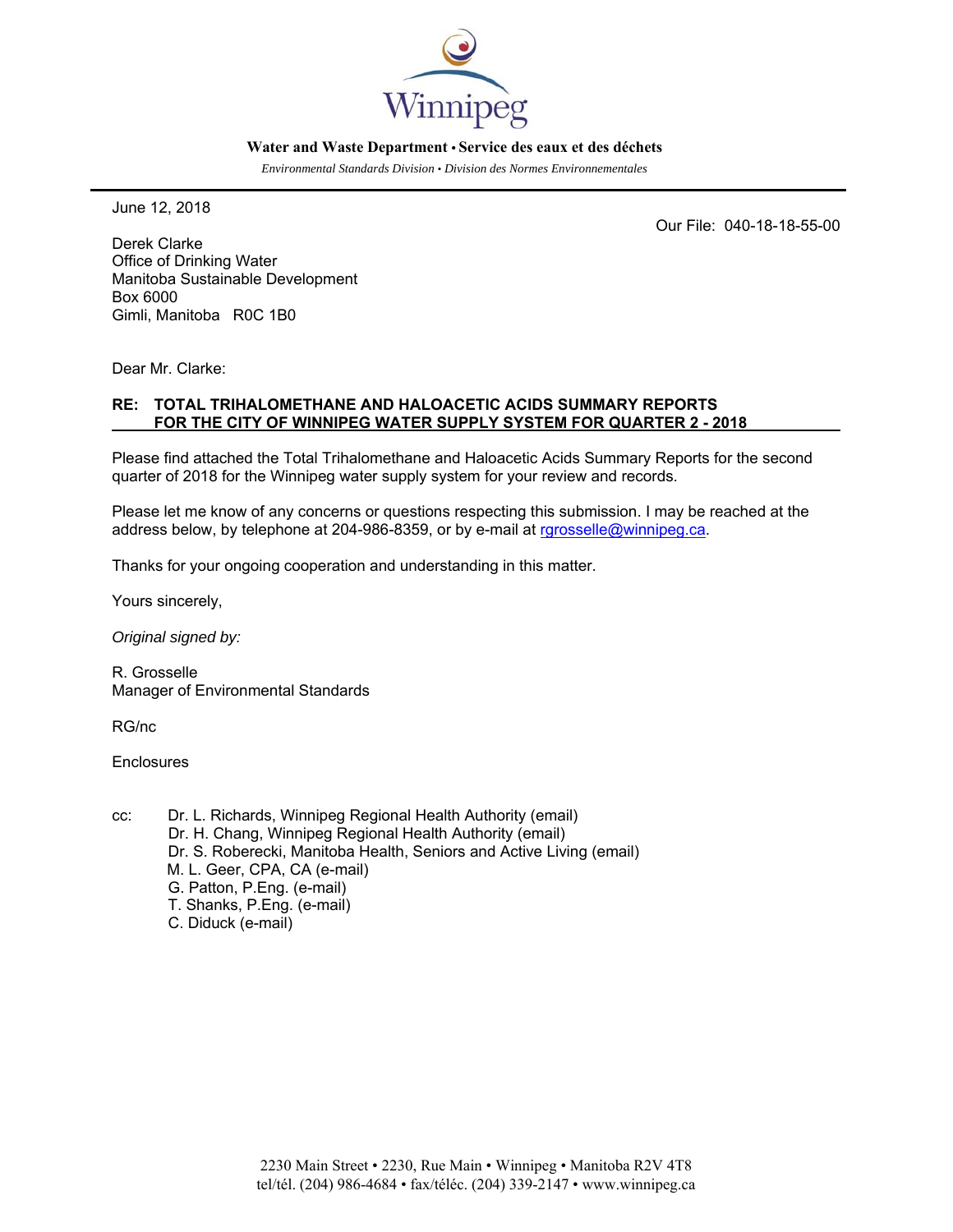Winnipeg

**Water and Waste Department • Service des eaux et des déchets**

*Environmental Standards Division • Division des Normes Environnementales*

---

June 12, 2018

Our File: 040-18-18-55-00

Derek Clarke
Office of Drinking Water
Manitoba Sustainable Development
Box 6000
Gimli, Manitoba R0C 1B0

Dear Mr. Clarke:

**RE: TOTAL TRIHALOMETHANE AND HALOACETIC ACIDS SUMMARY REPORTS FOR THE CITY OF WINNIPEG WATER SUPPLY SYSTEM FOR QUARTER 2 - 2018**

Please find attached the Total Trihalomethane and Haloacetic Acids Summary Reports for the second quarter of 2018 for the Winnipeg water supply system for your review and records.

Please let me know of any concerns or questions respecting this submission. I may be reached at the address below, by telephone at 204-986-8359, or by e-mail at rgrosselle@winnipeg.ca.

Thanks for your ongoing cooperation and understanding in this matter.

Yours sincerely,

*Original signed by:*

R. Grosselle
Manager of Environmental Standards

RG/nc

Enclosures

cc: Dr. L. Richards, Winnipeg Regional Health Authority (email)
Dr. H. Chang, Winnipeg Regional Health Authority (email)
Dr. S. Roberecki, Manitoba Health, Seniors and Active Living (email)
M. L. Geer, CPA, CA (e-mail)
G. Patton, P.Eng. (e-mail)
T. Shanks, P.Eng. (e-mail)
C. Diduck (e-mail)

2230 Main Street • 2230, Rue Main • Winnipeg • Manitoba R2V 4T8
tel/tél. (204) 986-4684 • fax/téléc. (204) 339-2147 • www.winnipeg.ca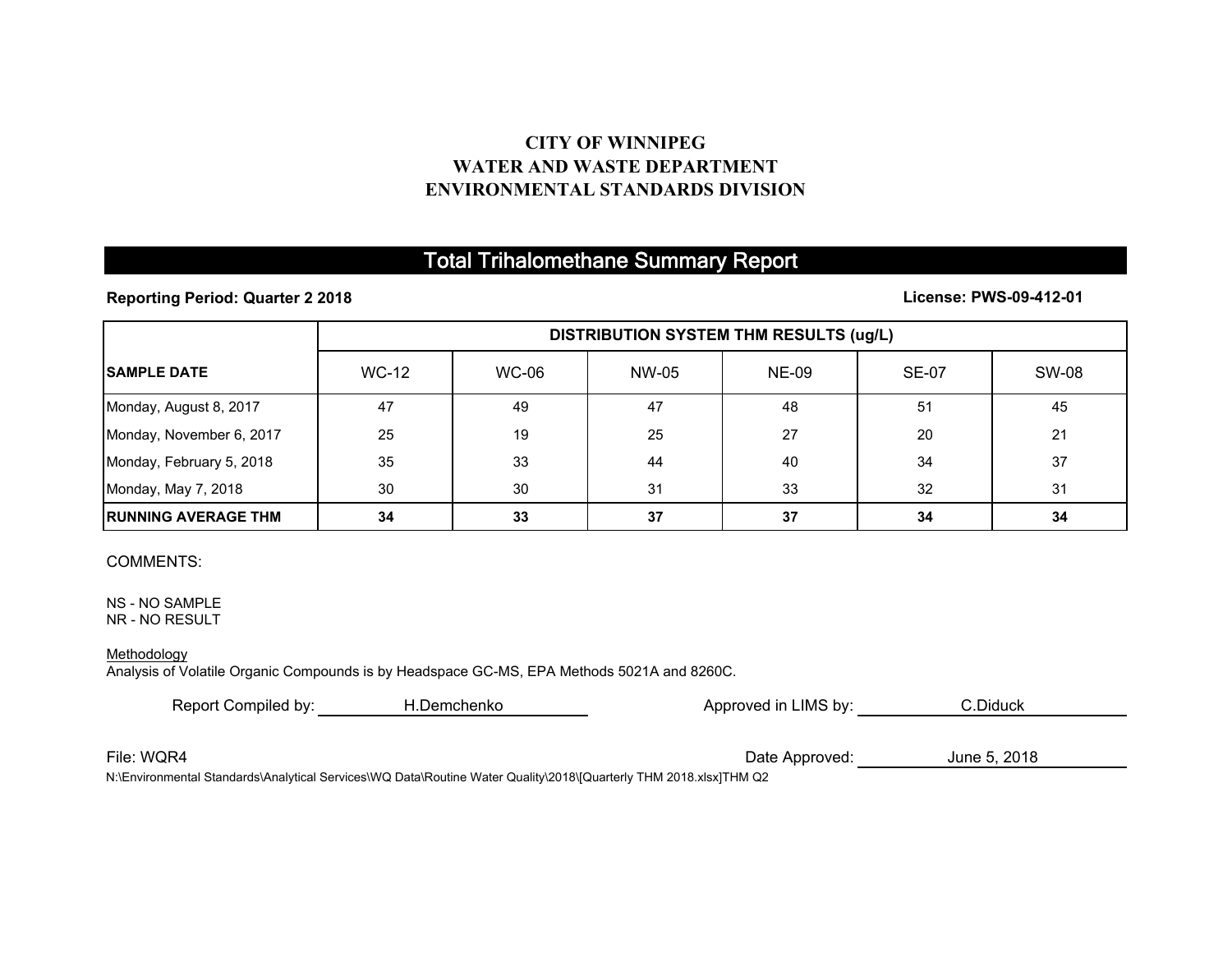**CITY OF WINNIPEG**
**WATER AND WASTE DEPARTMENT**
**ENVIRONMENTAL STANDARDS DIVISION**

# Total Trihalomethane Summary Report

**Reporting Period: Quarter 2 2018** **License: PWS-09-412-01**

| | DISTRIBUTION SYSTEM THM RESULTS (ug/L) | | | | | |
|---|---|---|---|---|---|---|
| **SAMPLE DATE** | WC-12 | WC-06 | NW-05 | NE-09 | SE-07 | SW-08 |
| Monday, August 8, 2017 | 47 | 49 | 47 | 48 | 51 | 45 |
| Monday, November 6, 2017 | 25 | 19 | 25 | 27 | 20 | 21 |
| Monday, February 5, 2018 | 35 | 33 | 44 | 40 | 34 | 37 |
| Monday, May 7, 2018 | 30 | 30 | 31 | 33 | 32 | 31 |
| **RUNNING AVERAGE THM** | **34** | **33** | **37** | **37** | **34** | **34** |

COMMENTS:

NS - NO SAMPLE
NR - NO RESULT

Methodology
Analysis of Volatile Organic Compounds is by Headspace GC-MS, EPA Methods 5021A and 8260C.

Report Compiled by: H.Demchenko Approved in LIMS by: C.Diduck

File: WQR4 Date Approved: June 5, 2018

N:\Environmental Standards\Analytical Services\WQ Data\Routine Water Quality\2018\[Quarterly THM 2018.xlsx]THM Q2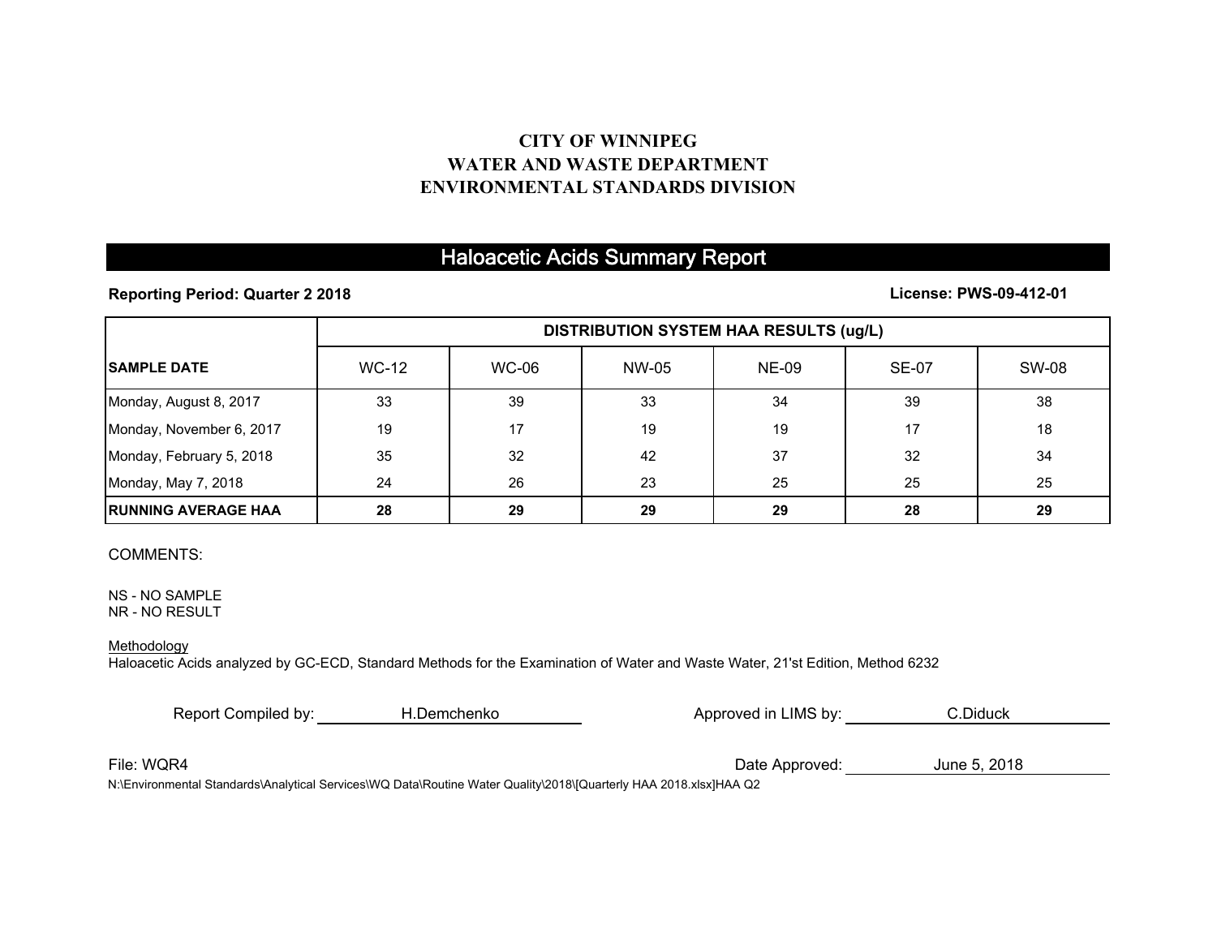# CITY OF WINNIPEG
# WATER AND WASTE DEPARTMENT
# ENVIRONMENTAL STANDARDS DIVISION

## Haloacetic Acids Summary Report

**Reporting Period: Quarter 2 2018** **License: PWS-09-412-01**

| | DISTRIBUTION SYSTEM HAA RESULTS (ug/L) | | | | | |
|---|---|---|---|---|---|---|
| **SAMPLE DATE** | WC-12 | WC-06 | NW-05 | NE-09 | SE-07 | SW-08 |
| Monday, August 8, 2017 | 33 | 39 | 33 | 34 | 39 | 38 |
| Monday, November 6, 2017 | 19 | 17 | 19 | 19 | 17 | 18 |
| Monday, February 5, 2018 | 35 | 32 | 42 | 37 | 32 | 34 |
| Monday, May 7, 2018 | 24 | 26 | 23 | 25 | 25 | 25 |
| **RUNNING AVERAGE HAA** | **28** | **29** | **29** | **29** | **28** | **29** |

COMMENTS:

NS - NO SAMPLE
NR - NO RESULT

Methodology
Haloacetic Acids analyzed by GC-ECD, Standard Methods for the Examination of Water and Waste Water, 21'st Edition, Method 6232

Report Compiled by: H.Demchenko

Approved in LIMS by: C.Diduck

File: WQR4

Date Approved: June 5, 2018

N:\Environmental Standards\Analytical Services\WQ Data\Routine Water Quality\2018\[Quarterly HAA 2018.xlsx]HAA Q2